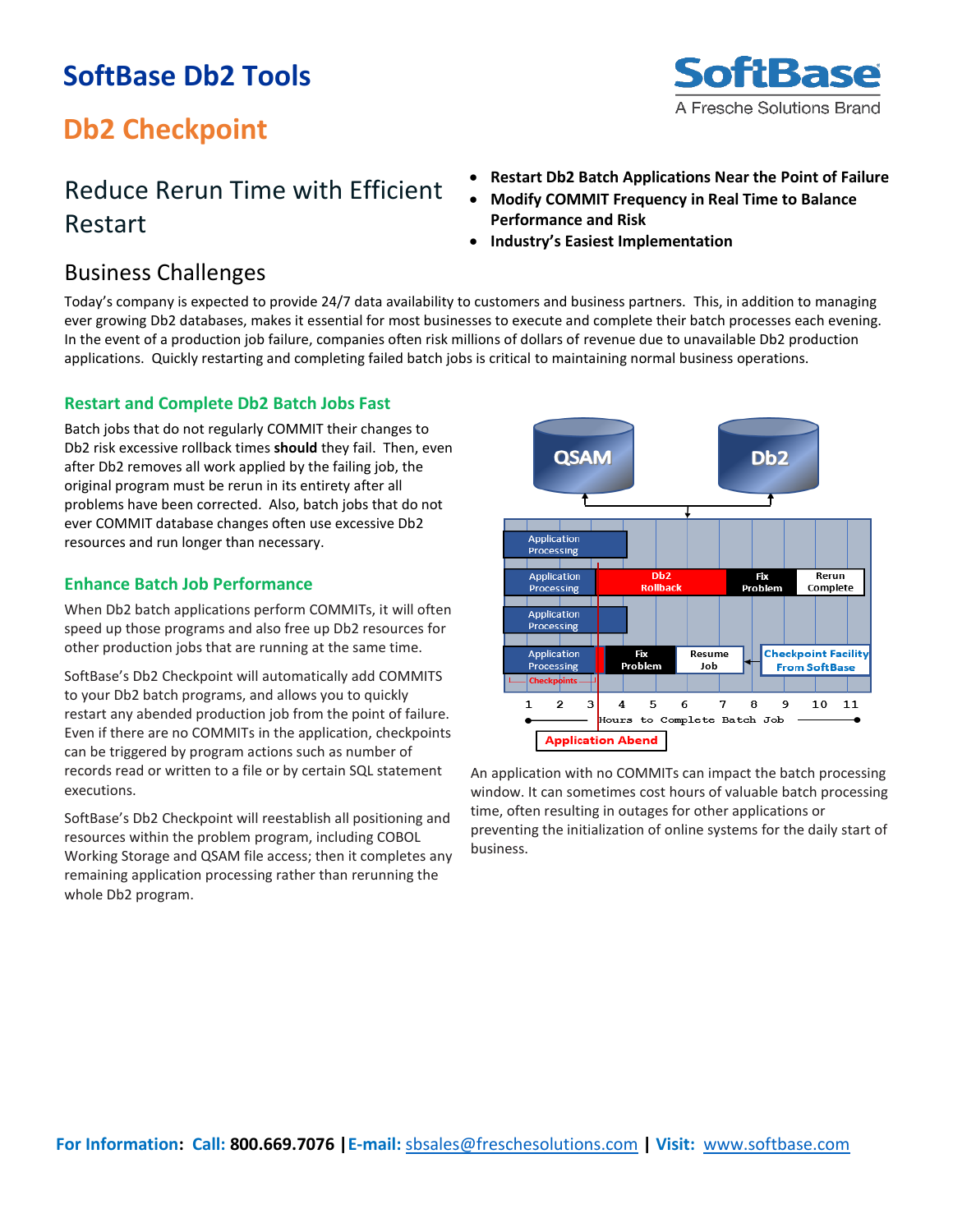# SoftBase Db2 Tools

## Db2 Checkpoint

SoftBase
A Fresche Solutions Brand

## Reduce Rerun Time with Efficient Restart

- **Restart Db2 Batch Applications Near the Point of Failure**
- **Modify COMMIT Frequency in Real Time to Balance Performance and Risk**
- **Industry's Easiest Implementation**

## Business Challenges

Today's company is expected to provide 24/7 data availability to customers and business partners. This, in addition to managing ever growing Db2 databases, makes it essential for most businesses to execute and complete their batch processes each evening. In the event of a production job failure, companies often risk millions of dollars of revenue due to unavailable Db2 production applications. Quickly restarting and completing failed batch jobs is critical to maintaining normal business operations.

### Restart and Complete Db2 Batch Jobs Fast

Batch jobs that do not regularly COMMIT their changes to Db2 risk excessive rollback times **should** they fail. Then, even after Db2 removes all work applied by the failing job, the original program must be rerun in its entirety after all problems have been corrected. Also, batch jobs that do not ever COMMIT database changes often use excessive Db2 resources and run longer than necessary.

### Enhance Batch Job Performance

When Db2 batch applications perform COMMITs, it will often speed up those programs and also free up Db2 resources for other production jobs that are running at the same time.

SoftBase's Db2 Checkpoint will automatically add COMMITS to your Db2 batch programs, and allows you to quickly restart any abended production job from the point of failure. Even if there are no COMMITs in the application, checkpoints can be triggered by program actions such as number of records read or written to a file or by certain SQL statement executions.

SoftBase's Db2 Checkpoint will reestablish all positioning and resources within the problem program, including COBOL Working Storage and QSAM file access; then it completes any remaining application processing rather than rerunning the whole Db2 program.

An application with no COMMITs can impact the batch processing window. It can sometimes cost hours of valuable batch processing time, often resulting in outages for other applications or preventing the initialization of online systems for the daily start of business.

**For Information: Call:** 800.669.7076 | **E-mail:** sbsales@freschesolutions.com | **Visit:** www.softbase.com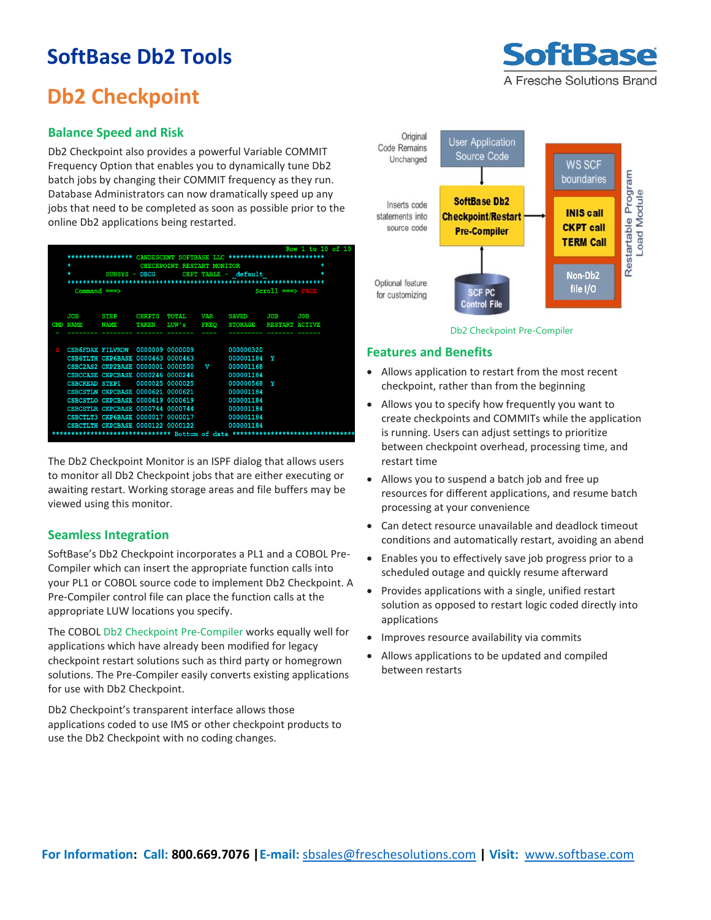# SoftBase Db2 Tools

SoftBase
A Fresche Solutions Brand

## Db2 Checkpoint

### Balance Speed and Risk

Db2 Checkpoint also provides a powerful Variable COMMIT Frequency Option that enables you to dynamically tune Db2 batch jobs by changing their COMMIT frequency as they run. Database Administrators can now dramatically speed up any jobs that need to be completed as soon as possible prior to the online Db2 applications being restarted.

```
                                                          Row 1 to 10 of 10
   ***************** CANDESCENT SOFTBASE LLC ************************
   *                  CHECKPOINT RESTART MONITOR                      *
   *          SUBSYS - DBCG      CKPT TABLE - _default_               *
   ********************************************************************
     Command ===>                                       Scroll ===> PAGE

    JOB      STEP     CHKPTS  TOTAL   VAR   SAVED     JOB     JOB
CMD NAME     NAME     TAKEN   LUW's   FREQ  STORAGE   RESTART ACTIVE
-   -------- -------- ------- ------- ----  --------- ------- ------

S   CSB6FDAX FILVRDW  0000009 0000009       000000320
    CSB6TLTH CKP6BASE 0000463 0000463       000001184  Y
    CSBC2AS2 CKP2BASE 0000001 0000500  V    000001168
    CSBCCASE CKPCBASE 0000246 0000246       000001184
    CSBCREAD STEP1    0000025 0000025       000000568  Y
    CSBCSTLN CKPCBASE 0000621 0000621       000001184
    CSBCSTLO CKPCBASE 0000619 0000619       000001184
    CSBCSTLR CKPCBASE 0000744 0000744       000001184
    CSBCTLT3 CKP6BASE 0000017 0000017       000001184
    CSBCTLTH CKPCBASE 0000122 0000122       000001184
****************************** Bottom of data ******************************
```

The Db2 Checkpoint Monitor is an ISPF dialog that allows users to monitor all Db2 Checkpoint jobs that are either executing or awaiting restart. Working storage areas and file buffers may be viewed using this monitor.

### Seamless Integration

SoftBase's Db2 Checkpoint incorporates a PL1 and a COBOL Pre-Compiler which can insert the appropriate function calls into your PL1 or COBOL source code to implement Db2 Checkpoint. A Pre-Compiler control file can place the function calls at the appropriate LUW locations you specify.

The COBOL Db2 Checkpoint Pre-Compiler works equally well for applications which have already been modified for legacy checkpoint restart solutions such as third party or homegrown solutions. The Pre-Compiler easily converts existing applications for use with Db2 Checkpoint.

Db2 Checkpoint's transparent interface allows those applications coded to use IMS or other checkpoint products to use the Db2 Checkpoint with no coding changes.

Original Code Remains Unchanged
User Application Source Code
Inserts code statements into source code
SoftBase Db2 Checkpoint/Restart Pre-Compiler
Optional feature for customizing
SCF PC Control File
WS SCF boundaries
INIS call
CKPT call
TERM Call
Non-Db2 file I/O
Restartable Program Load Module

Db2 Checkpoint Pre-Compiler

### Features and Benefits

- Allows application to restart from the most recent checkpoint, rather than from the beginning
- Allows you to specify how frequently you want to create checkpoints and COMMITs while the application is running. Users can adjust settings to prioritize between checkpoint overhead, processing time, and restart time
- Allows you to suspend a batch job and free up resources for different applications, and resume batch processing at your convenience
- Can detect resource unavailable and deadlock timeout conditions and automatically restart, avoiding an abend
- Enables you to effectively save job progress prior to a scheduled outage and quickly resume afterward
- Provides applications with a single, unified restart solution as opposed to restart logic coded directly into applications
- Improves resource availability via commits
- Allows applications to be updated and compiled between restarts

**For Information: Call: 800.669.7076 | E-mail:** sbsales@freschesolutions.com **| Visit:** www.softbase.com